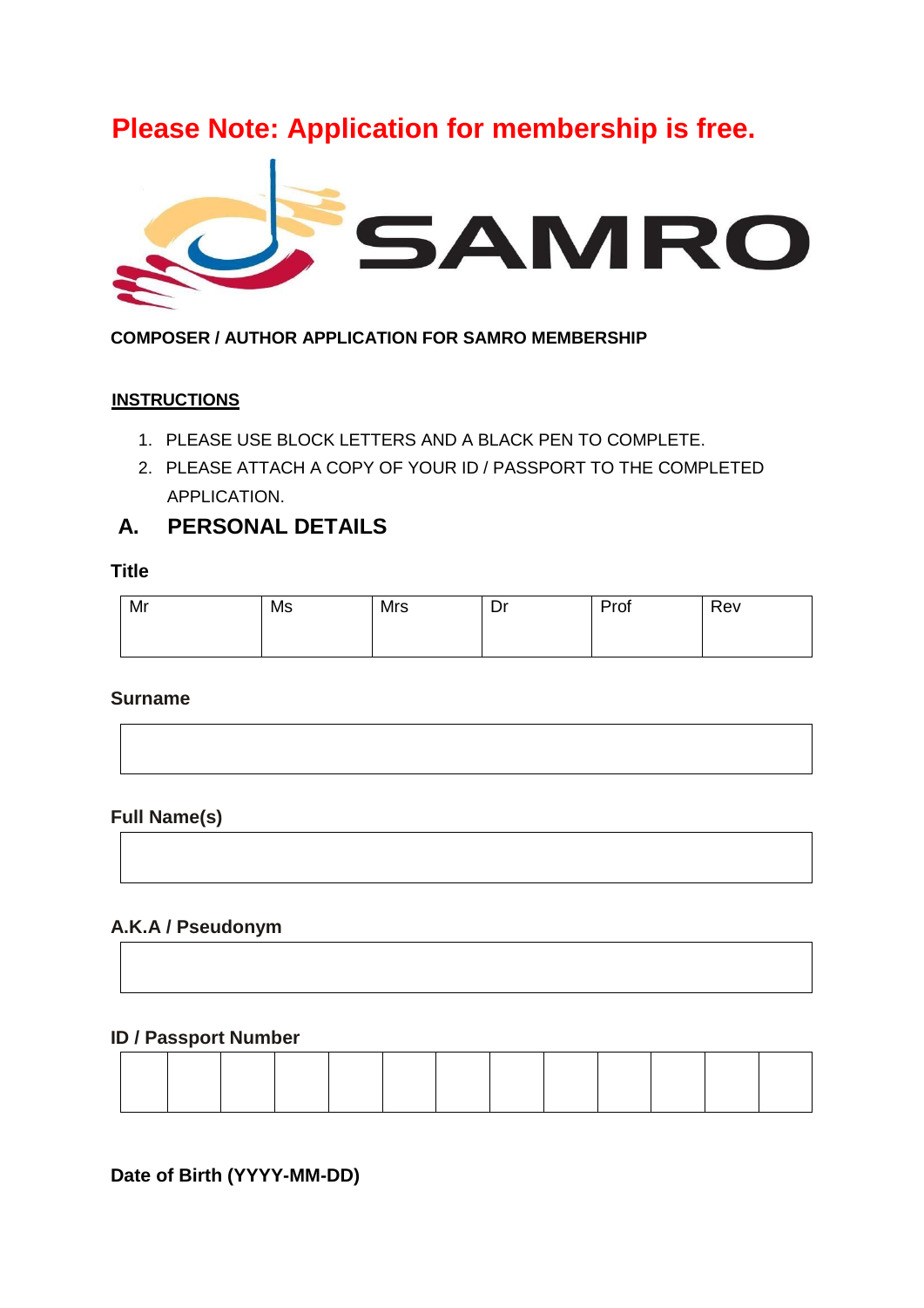**Please Note: Application for membership is free.**

SAMRO

**COMPOSER / AUTHOR APPLICATION FOR SAMRO MEMBERSHIP**

**INSTRUCTIONS**

1. PLEASE USE BLOCK LETTERS AND A BLACK PEN TO COMPLETE.
2. PLEASE ATTACH A COPY OF YOUR ID / PASSPORT TO THE COMPLETED APPLICATION.

## A. PERSONAL DETAILS

**Title**

| Mr | Ms | Mrs | Dr | Prof | Rev |
|---|---|---|---|---|---|
| | | | | | |

**Surname**

| |
|---|
| |

**Full Name(s)**

| |
|---|
| |

**A.K.A / Pseudonym**

| |
|---|
| |

**ID / Passport Number**

| | | | | | | | | | | | | |
|---|---|---|---|---|---|---|---|---|---|---|---|---|
| | | | | | | | | | | | | |

**Date of Birth (YYYY-MM-DD)**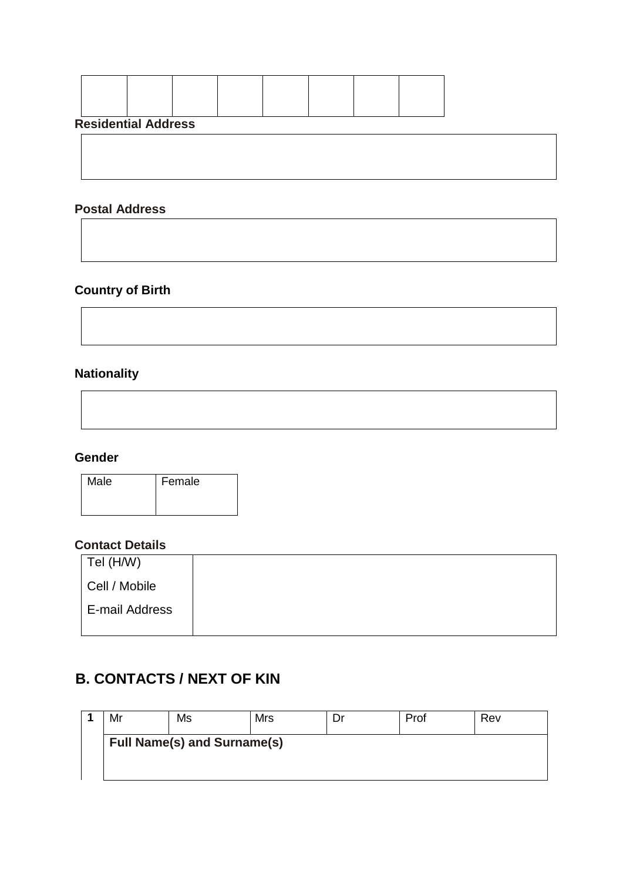| | | | | | | | |
|---|---|---|---|---|---|---|---|
| | | | | | | | |

**Residential Address**

| |
|---|
| |

**Postal Address**

| |
|---|
| |

**Country of Birth**

| |
|---|
| |

**Nationality**

| |
|---|
| |

**Gender**

| Male | Female |
|---|---|
| | |

**Contact Details**

| | |
|---|---|
| Tel (H/W) | |
| Cell / Mobile | |
| E-mail Address | |

## B. CONTACTS / NEXT OF KIN

| 1 | Mr | Ms | Mrs | Dr | Prof | Rev |
|---|---|---|---|---|---|---|
| | **Full Name(s) and Surname(s)** | | | | | |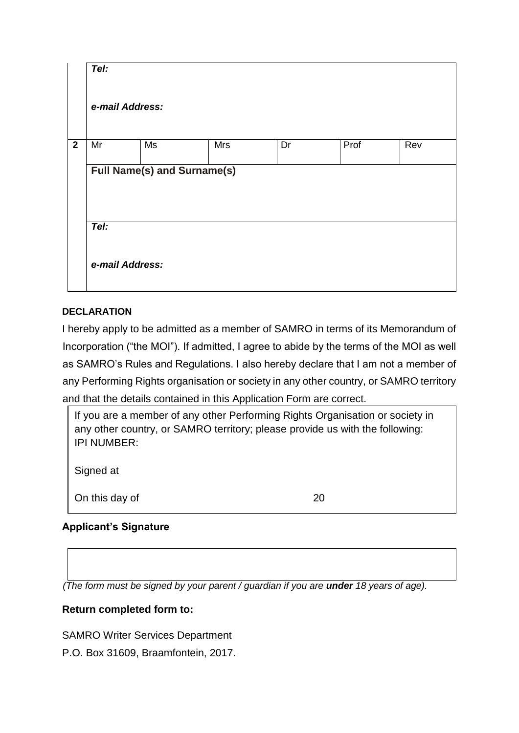| | | | | | | |
|---|---|---|---|---|---|---|
| | ***Tel:***<br><br>***e-mail Address:*** | | | | | |
| **2** | Mr | Ms | Mrs | Dr | Prof | Rev |
| | **Full Name(s) and Surname(s)** | | | | | |
| | ***Tel:***<br><br>***e-mail Address:*** | | | | | |

**DECLARATION**

I hereby apply to be admitted as a member of SAMRO in terms of its Memorandum of Incorporation ("the MOI"). If admitted, I agree to abide by the terms of the MOI as well as SAMRO's Rules and Regulations. I also hereby declare that I am not a member of any Performing Rights organisation or society in any other country, or SAMRO territory and that the details contained in this Application Form are correct.

| |
|---|
| If you are a member of any other Performing Rights Organisation or society in any other country, or SAMRO territory; please provide us with the following:<br>IPI NUMBER:<br><br>Signed at<br><br>On this day of 20 |

**Applicant's Signature**

| |
|---|
| |

*(The form must be signed by your parent / guardian if you are* ***under*** *18 years of age).*

**Return completed form to:**

SAMRO Writer Services Department

P.O. Box 31609, Braamfontein, 2017.